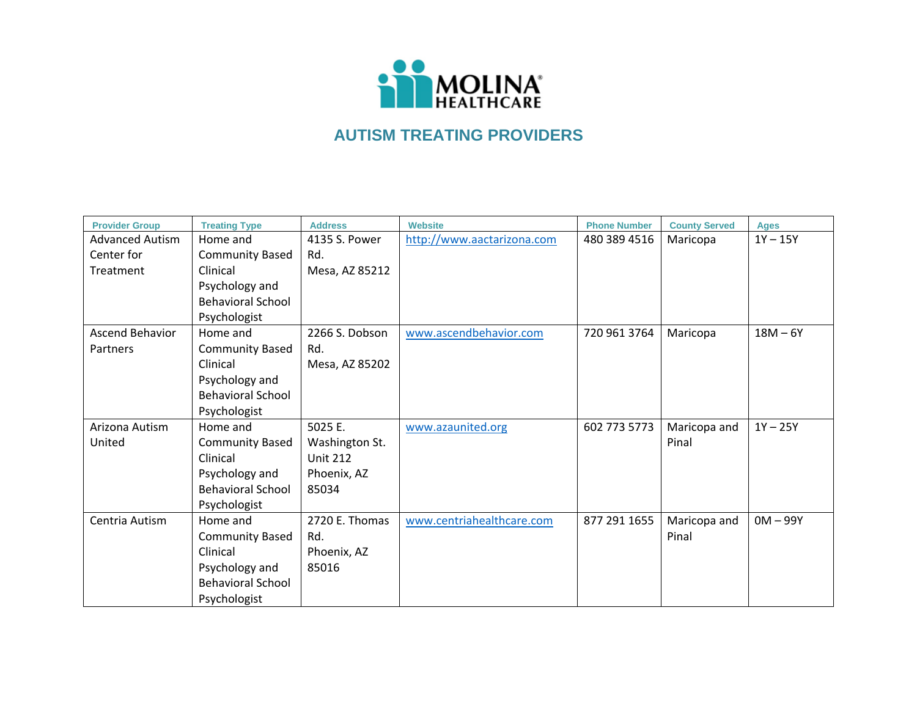MOLINA HEALTHCARE

# AUTISM TREATING PROVIDERS

| Provider Group | Treating Type | Address | Website | Phone Number | County Served | Ages |
|---|---|---|---|---|---|---|
| Advanced Autism Center for Treatment | Home and Community Based Clinical Psychology and Behavioral School Psychologist | 4135 S. Power Rd. Mesa, AZ 85212 | http://www.aactarizona.com | 480 389 4516 | Maricopa | 1Y – 15Y |
| Ascend Behavior Partners | Home and Community Based Clinical Psychology and Behavioral School Psychologist | 2266 S. Dobson Rd. Mesa, AZ 85202 | www.ascendbehavior.com | 720 961 3764 | Maricopa | 18M – 6Y |
| Arizona Autism United | Home and Community Based Clinical Psychology and Behavioral School Psychologist | 5025 E. Washington St. Unit 212 Phoenix, AZ 85034 | www.azaunited.org | 602 773 5773 | Maricopa and Pinal | 1Y – 25Y |
| Centria Autism | Home and Community Based Clinical Psychology and Behavioral School Psychologist | 2720 E. Thomas Rd. Phoenix, AZ 85016 | www.centriahealthcare.com | 877 291 1655 | Maricopa and Pinal | 0M – 99Y |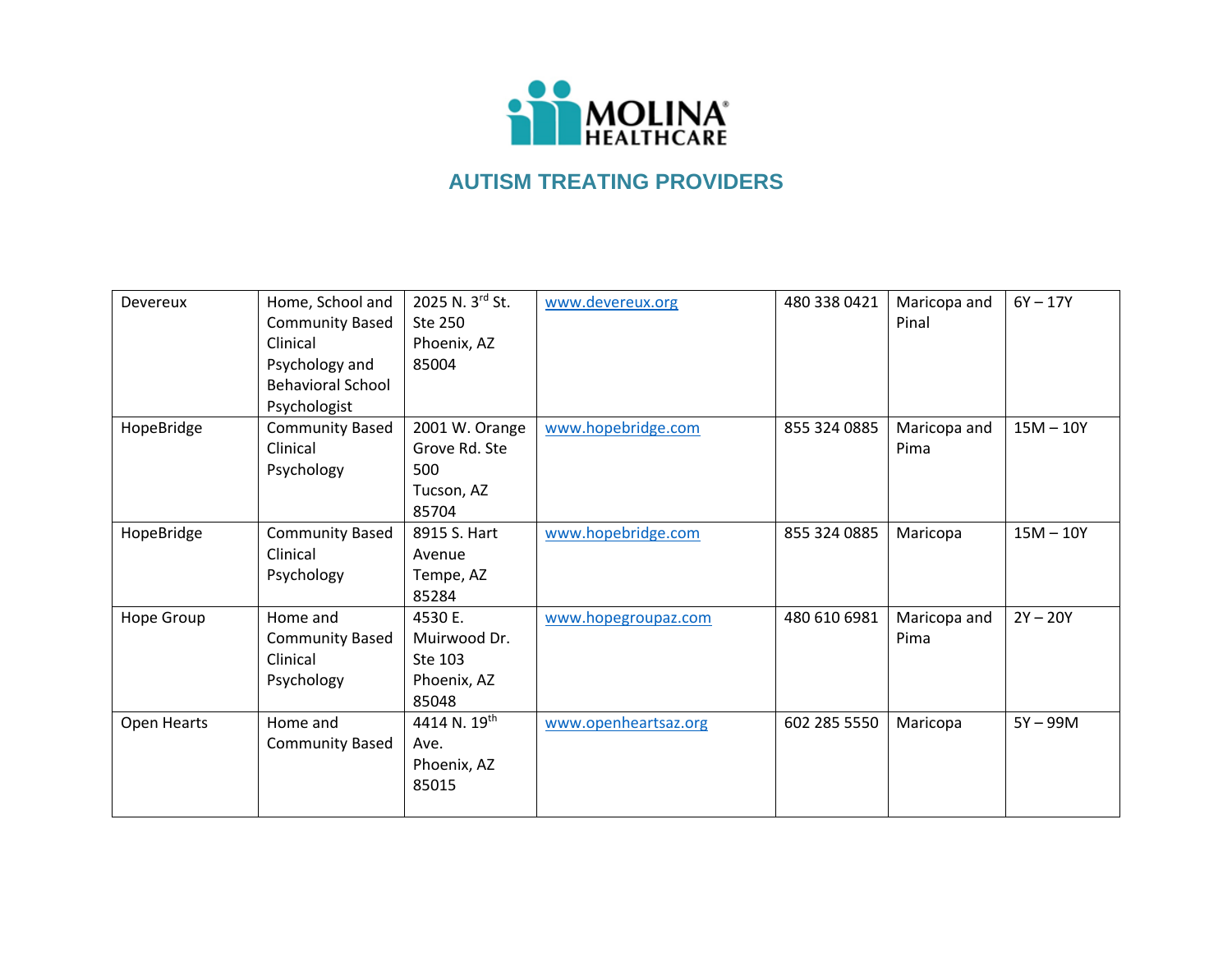# AUTISM TREATING PROVIDERS

| | | | | | | |
|---|---|---|---|---|---|---|
| Devereux | Home, School and Community Based Clinical Psychology and Behavioral School Psychologist | 2025 N. 3rd St. Ste 250 Phoenix, AZ 85004 | www.devereux.org | 480 338 0421 | Maricopa and Pinal | 6Y – 17Y |
| HopeBridge | Community Based Clinical Psychology | 2001 W. Orange Grove Rd. Ste 500 Tucson, AZ 85704 | www.hopebridge.com | 855 324 0885 | Maricopa and Pima | 15M – 10Y |
| HopeBridge | Community Based Clinical Psychology | 8915 S. Hart Avenue Tempe, AZ 85284 | www.hopebridge.com | 855 324 0885 | Maricopa | 15M – 10Y |
| Hope Group | Home and Community Based Clinical Psychology | 4530 E. Muirwood Dr. Ste 103 Phoenix, AZ 85048 | www.hopegroupaz.com | 480 610 6981 | Maricopa and Pima | 2Y – 20Y |
| Open Hearts | Home and Community Based | 4414 N. 19th Ave. Phoenix, AZ 85015 | www.openheartsaz.org | 602 285 5550 | Maricopa | 5Y – 99M |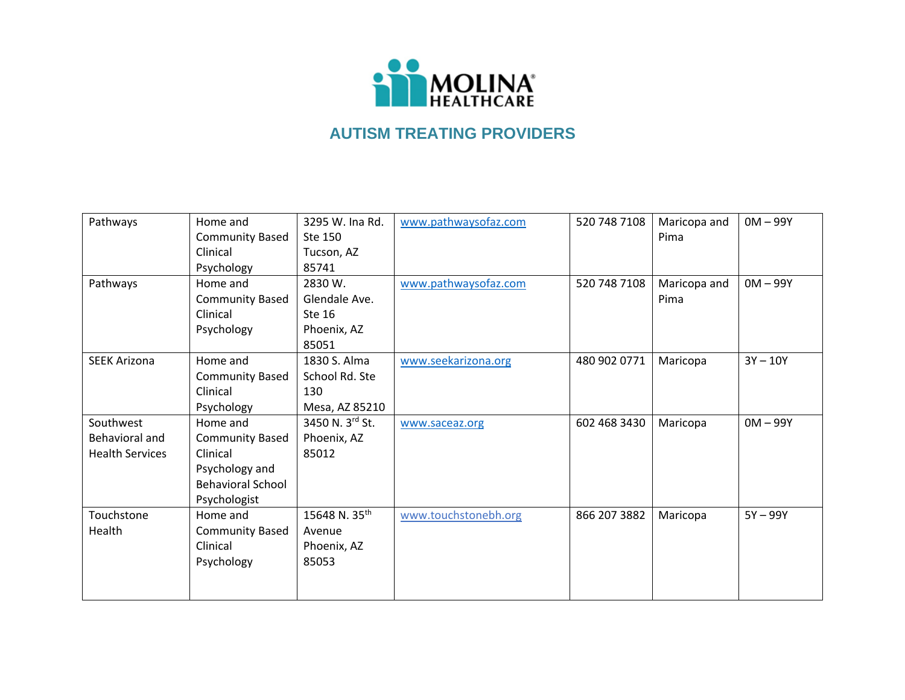MOLINA HEALTHCARE

## AUTISM TREATING PROVIDERS

| | | | | | | |
|---|---|---|---|---|---|---|
| Pathways | Home and Community Based Clinical Psychology | 3295 W. Ina Rd. Ste 150 Tucson, AZ 85741 | www.pathwaysofaz.com | 520 748 7108 | Maricopa and Pima | 0M – 99Y |
| Pathways | Home and Community Based Clinical Psychology | 2830 W. Glendale Ave. Ste 16 Phoenix, AZ 85051 | www.pathwaysofaz.com | 520 748 7108 | Maricopa and Pima | 0M – 99Y |
| SEEK Arizona | Home and Community Based Clinical Psychology | 1830 S. Alma School Rd. Ste 130 Mesa, AZ 85210 | www.seekarizona.org | 480 902 0771 | Maricopa | 3Y – 10Y |
| Southwest Behavioral and Health Services | Home and Community Based Clinical Psychology and Behavioral School Psychologist | 3450 N. 3rd St. Phoenix, AZ 85012 | www.saceaz.org | 602 468 3430 | Maricopa | 0M – 99Y |
| Touchstone Health | Home and Community Based Clinical Psychology | 15648 N. 35th Avenue Phoenix, AZ 85053 | www.touchstonebh.org | 866 207 3882 | Maricopa | 5Y – 99Y |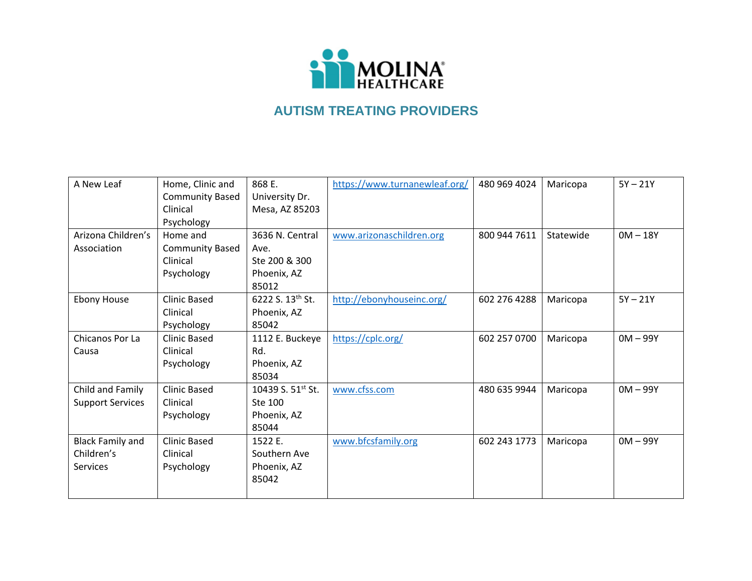# AUTISM TREATING PROVIDERS

| | | | | | | |
|---|---|---|---|---|---|---|
| A New Leaf | Home, Clinic and Community Based Clinical Psychology | 868 E. University Dr. Mesa, AZ 85203 | https://www.turnanewleaf.org/ | 480 969 4024 | Maricopa | 5Y – 21Y |
| Arizona Children's Association | Home and Community Based Clinical Psychology | 3636 N. Central Ave. Ste 200 & 300 Phoenix, AZ 85012 | www.arizonaschildren.org | 800 944 7611 | Statewide | 0M – 18Y |
| Ebony House | Clinic Based Clinical Psychology | 6222 S. 13th St. Phoenix, AZ 85042 | http://ebonyhouseinc.org/ | 602 276 4288 | Maricopa | 5Y – 21Y |
| Chicanos Por La Causa | Clinic Based Clinical Psychology | 1112 E. Buckeye Rd. Phoenix, AZ 85034 | https://cplc.org/ | 602 257 0700 | Maricopa | 0M – 99Y |
| Child and Family Support Services | Clinic Based Clinical Psychology | 10439 S. 51st St. Ste 100 Phoenix, AZ 85044 | www.cfss.com | 480 635 9944 | Maricopa | 0M – 99Y |
| Black Family and Children's Services | Clinic Based Clinical Psychology | 1522 E. Southern Ave Phoenix, AZ 85042 | www.bfcsfamily.org | 602 243 1773 | Maricopa | 0M – 99Y |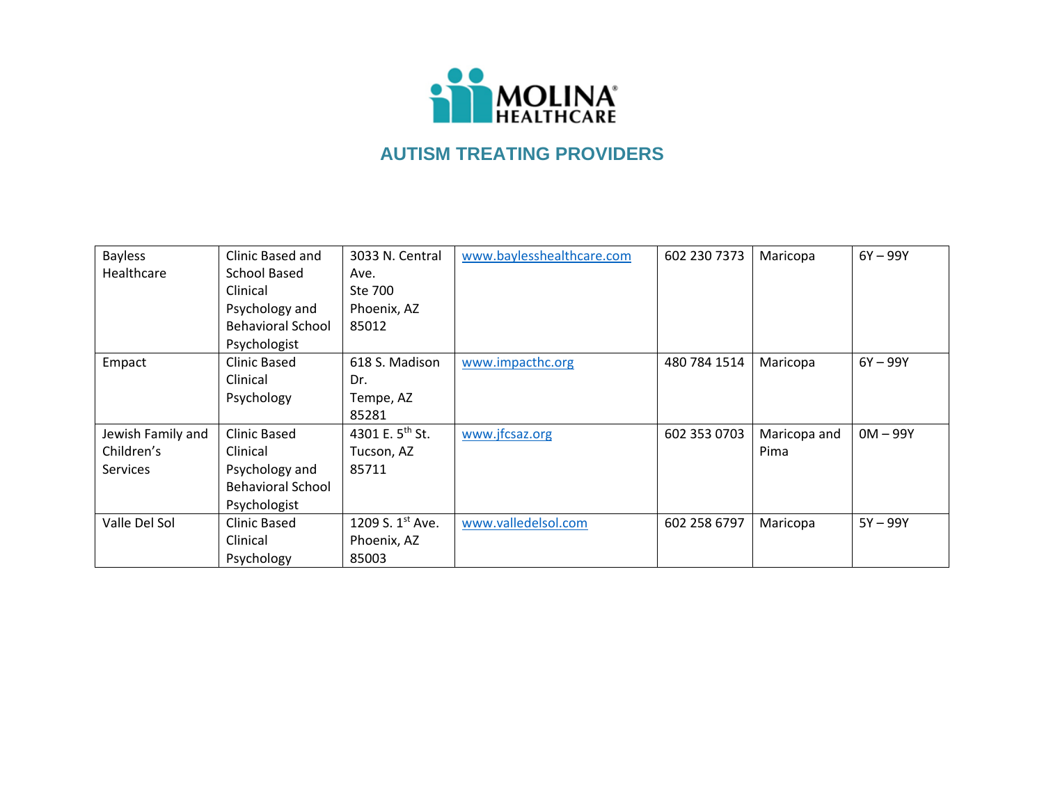# AUTISM TREATING PROVIDERS

| | | | | | | |
|---|---|---|---|---|---|---|
| Bayless Healthcare | Clinic Based and School Based Clinical Psychology and Behavioral School Psychologist | 3033 N. Central Ave. Ste 700 Phoenix, AZ 85012 | www.baylesshealthcare.com | 602 230 7373 | Maricopa | 6Y – 99Y |
| Empact | Clinic Based Clinical Psychology | 618 S. Madison Dr. Tempe, AZ 85281 | www.impacthc.org | 480 784 1514 | Maricopa | 6Y – 99Y |
| Jewish Family and Children's Services | Clinic Based Clinical Psychology and Behavioral School Psychologist | 4301 E. 5th St. Tucson, AZ 85711 | www.jfcsaz.org | 602 353 0703 | Maricopa and Pima | 0M – 99Y |
| Valle Del Sol | Clinic Based Clinical Psychology | 1209 S. 1st Ave. Phoenix, AZ 85003 | www.valledelsol.com | 602 258 6797 | Maricopa | 5Y – 99Y |